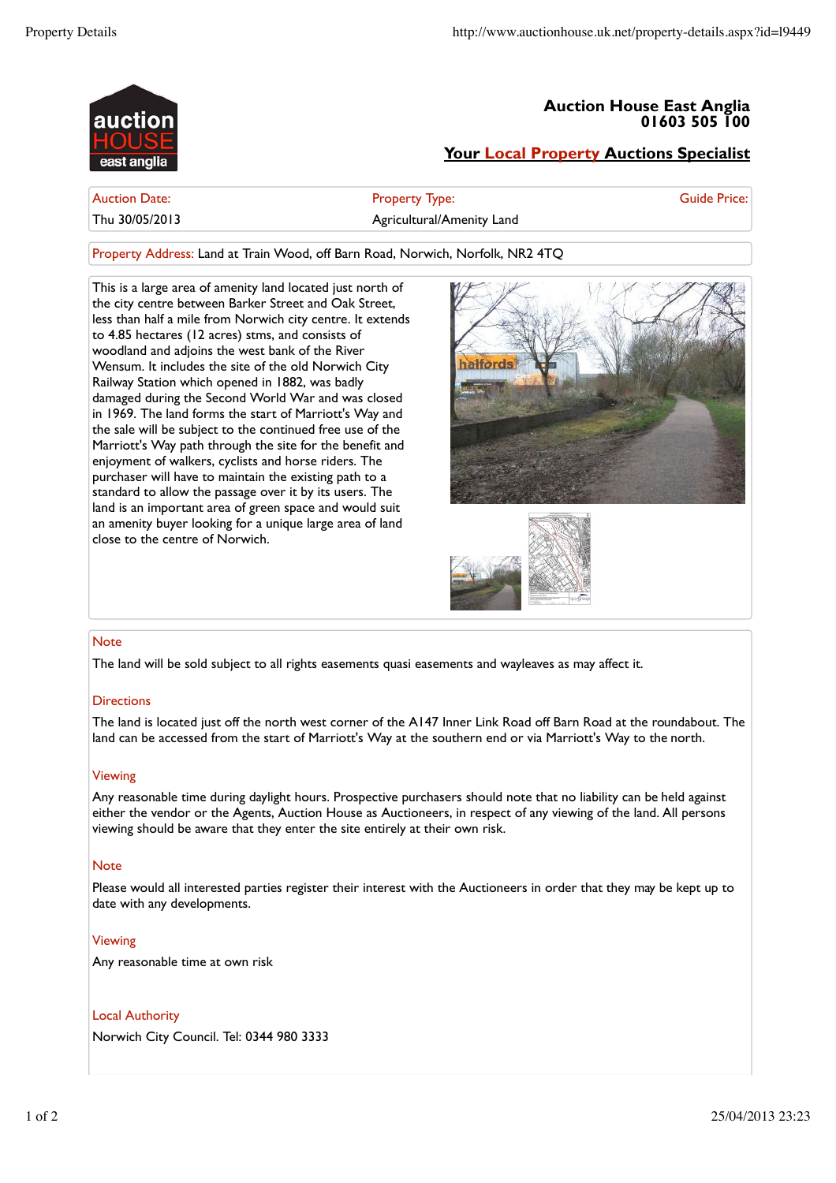**Auction House East Anglia**
**01603 505 100**

**Your Local Property Auctions Specialist**

| Auction Date: | Property Type: | Guide Price: |
|---|---|---|
| Thu 30/05/2013 | Agricultural/Amenity Land | |

Property Address: Land at Train Wood, off Barn Road, Norwich, Norfolk, NR2 4TQ

This is a large area of amenity land located just north of the city centre between Barker Street and Oak Street, less than half a mile from Norwich city centre. It extends to 4.85 hectares (12 acres) stms, and consists of woodland and adjoins the west bank of the River Wensum. It includes the site of the old Norwich City Railway Station which opened in 1882, was badly damaged during the Second World War and was closed in 1969. The land forms the start of Marriott's Way and the sale will be subject to the continued free use of the Marriott's Way path through the site for the benefit and enjoyment of walkers, cyclists and horse riders. The purchaser will have to maintain the existing path to a standard to allow the passage over it by its users. The land is an important area of green space and would suit an amenity buyer looking for a unique large area of land close to the centre of Norwich.

## Note

The land will be sold subject to all rights easements quasi easements and wayleaves as may affect it.

## Directions

The land is located just off the north west corner of the A147 Inner Link Road off Barn Road at the roundabout. The land can be accessed from the start of Marriott's Way at the southern end or via Marriott's Way to the north.

## Viewing

Any reasonable time during daylight hours. Prospective purchasers should note that no liability can be held against either the vendor or the Agents, Auction House as Auctioneers, in respect of any viewing of the land. All persons viewing should be aware that they enter the site entirely at their own risk.

## Note

Please would all interested parties register their interest with the Auctioneers in order that they may be kept up to date with any developments.

## Viewing

Any reasonable time at own risk

## Local Authority

Norwich City Council. Tel: 0344 980 3333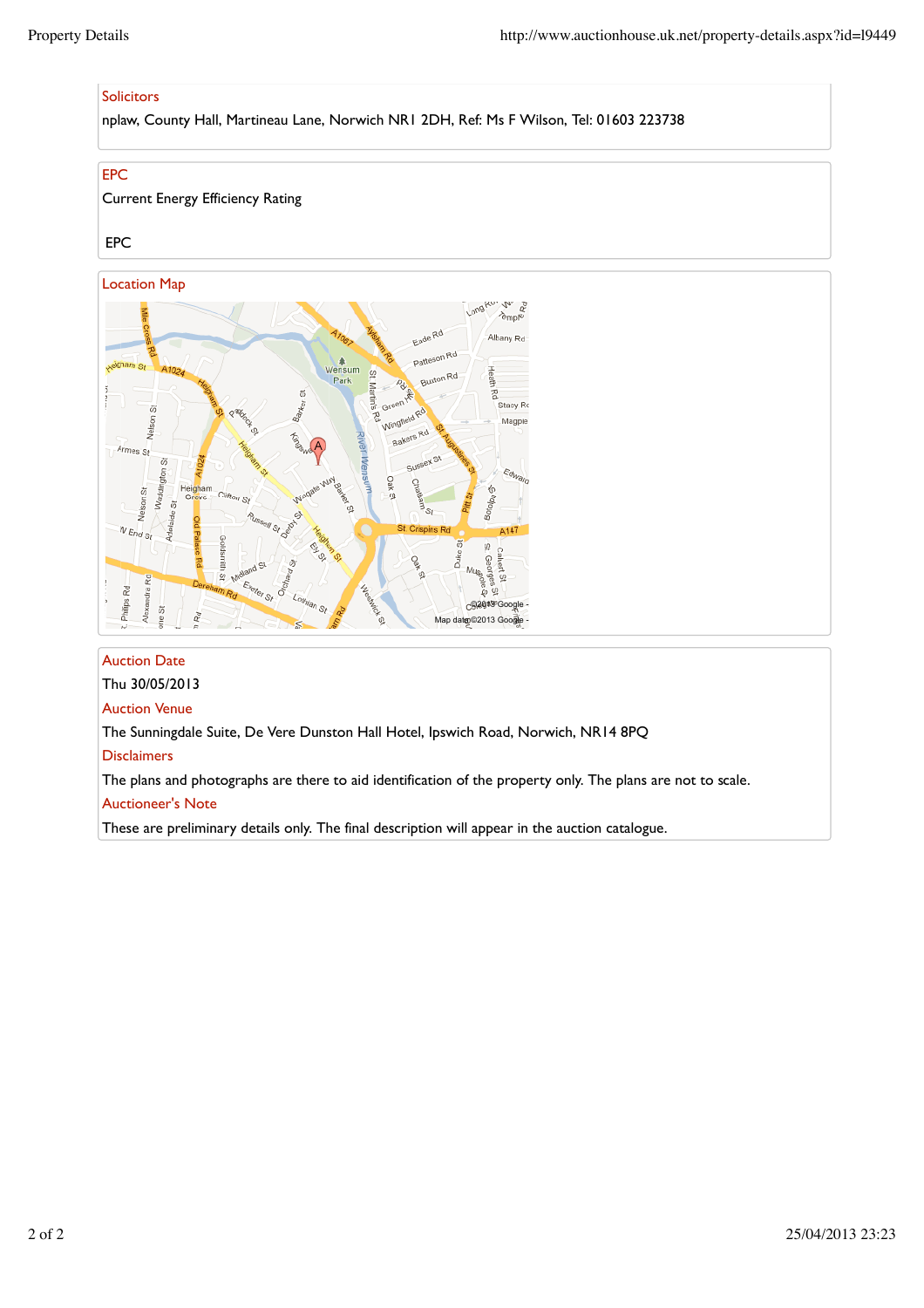## Solicitors

nplaw, County Hall, Martineau Lane, Norwich NR1 2DH, Ref: Ms F Wilson, Tel: 01603 223738

## EPC

Current Energy Efficiency Rating

EPC

## Location Map

## Auction Date

Thu 30/05/2013

## Auction Venue

The Sunningdale Suite, De Vere Dunston Hall Hotel, Ipswich Road, Norwich, NR14 8PQ

## Disclaimers

The plans and photographs are there to aid identification of the property only. The plans are not to scale.

## Auctioneer's Note

These are preliminary details only. The final description will appear in the auction catalogue.